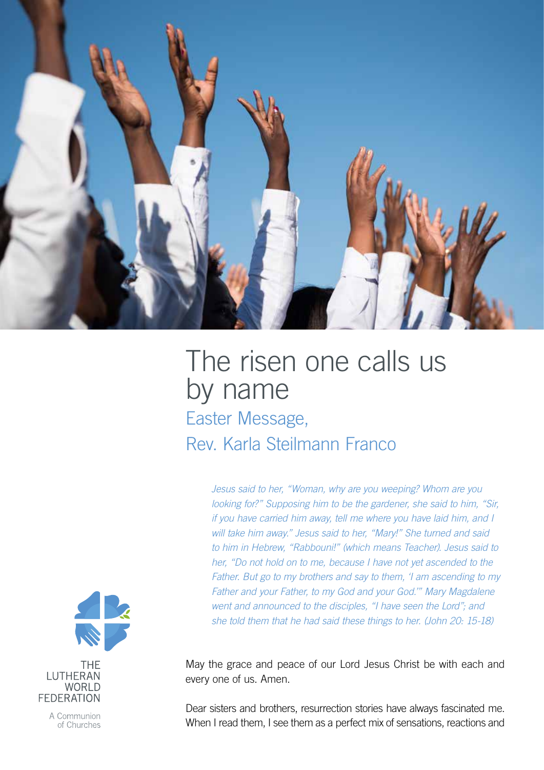# The risen one calls us by name

## Easter Message, Rev. Karla Steilmann Franco

*Jesus said to her, "Woman, why are you weeping? Whom are you looking for?" Supposing him to be the gardener, she said to him, "Sir, if you have carried him away, tell me where you have laid him, and I will take him away." Jesus said to her, "Mary!" She turned and said to him in Hebrew, "Rabbouni!" (which means Teacher). Jesus said to her, "Do not hold on to me, because I have not yet ascended to the Father. But go to my brothers and say to them, 'I am ascending to my Father and your Father, to my God and your God.'" Mary Magdalene went and announced to the disciples, "I have seen the Lord"; and she told them that he had said these things to her. (John 20: 15-18)*

THE LUTHERAN WORLD FEDERATION

A Communion of Churches

May the grace and peace of our Lord Jesus Christ be with each and every one of us. Amen.

Dear sisters and brothers, resurrection stories have always fascinated me. When I read them, I see them as a perfect mix of sensations, reactions and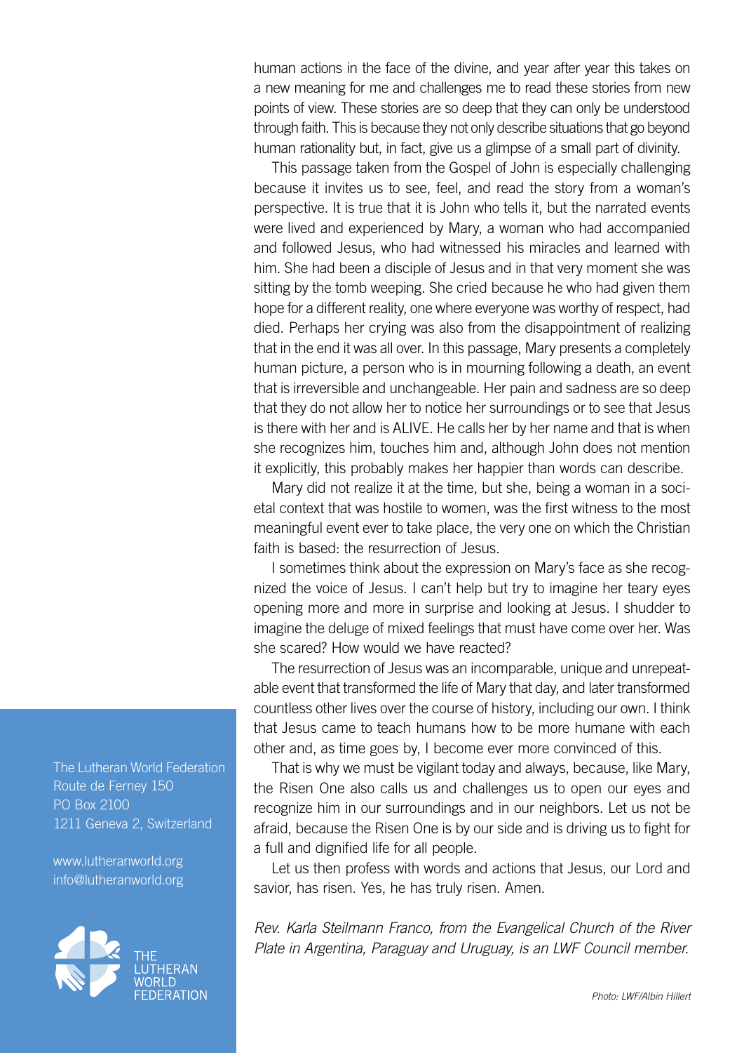human actions in the face of the divine, and year after year this takes on a new meaning for me and challenges me to read these stories from new points of view. These stories are so deep that they can only be understood through faith. This is because they not only describe situations that go beyond human rationality but, in fact, give us a glimpse of a small part of divinity.

This passage taken from the Gospel of John is especially challenging because it invites us to see, feel, and read the story from a woman's perspective. It is true that it is John who tells it, but the narrated events were lived and experienced by Mary, a woman who had accompanied and followed Jesus, who had witnessed his miracles and learned with him. She had been a disciple of Jesus and in that very moment she was sitting by the tomb weeping. She cried because he who had given them hope for a different reality, one where everyone was worthy of respect, had died. Perhaps her crying was also from the disappointment of realizing that in the end it was all over. In this passage, Mary presents a completely human picture, a person who is in mourning following a death, an event that is irreversible and unchangeable. Her pain and sadness are so deep that they do not allow her to notice her surroundings or to see that Jesus is there with her and is ALIVE. He calls her by her name and that is when she recognizes him, touches him and, although John does not mention it explicitly, this probably makes her happier than words can describe.

Mary did not realize it at the time, but she, being a woman in a societal context that was hostile to women, was the first witness to the most meaningful event ever to take place, the very one on which the Christian faith is based: the resurrection of Jesus.

I sometimes think about the expression on Mary's face as she recognized the voice of Jesus. I can't help but try to imagine her teary eyes opening more and more in surprise and looking at Jesus. I shudder to imagine the deluge of mixed feelings that must have come over her. Was she scared? How would we have reacted?

The resurrection of Jesus was an incomparable, unique and unrepeatable event that transformed the life of Mary that day, and later transformed countless other lives over the course of history, including our own. I think that Jesus came to teach humans how to be more humane with each other and, as time goes by, I become ever more convinced of this.

That is why we must be vigilant today and always, because, like Mary, the Risen One also calls us and challenges us to open our eyes and recognize him in our surroundings and in our neighbors. Let us not be afraid, because the Risen One is by our side and is driving us to fight for a full and dignified life for all people.

Let us then profess with words and actions that Jesus, our Lord and savior, has risen. Yes, he has truly risen. Amen.

*Rev. Karla Steilmann Franco, from the Evangelical Church of the River Plate in Argentina, Paraguay and Uruguay, is an LWF Council member.*

The Lutheran World Federation
Route de Ferney 150
PO Box 2100
1211 Geneva 2, Switzerland

www.lutheranworld.org
info@lutheranworld.org

THE LUTHERAN WORLD FEDERATION

*Photo: LWF/Albin Hillert*